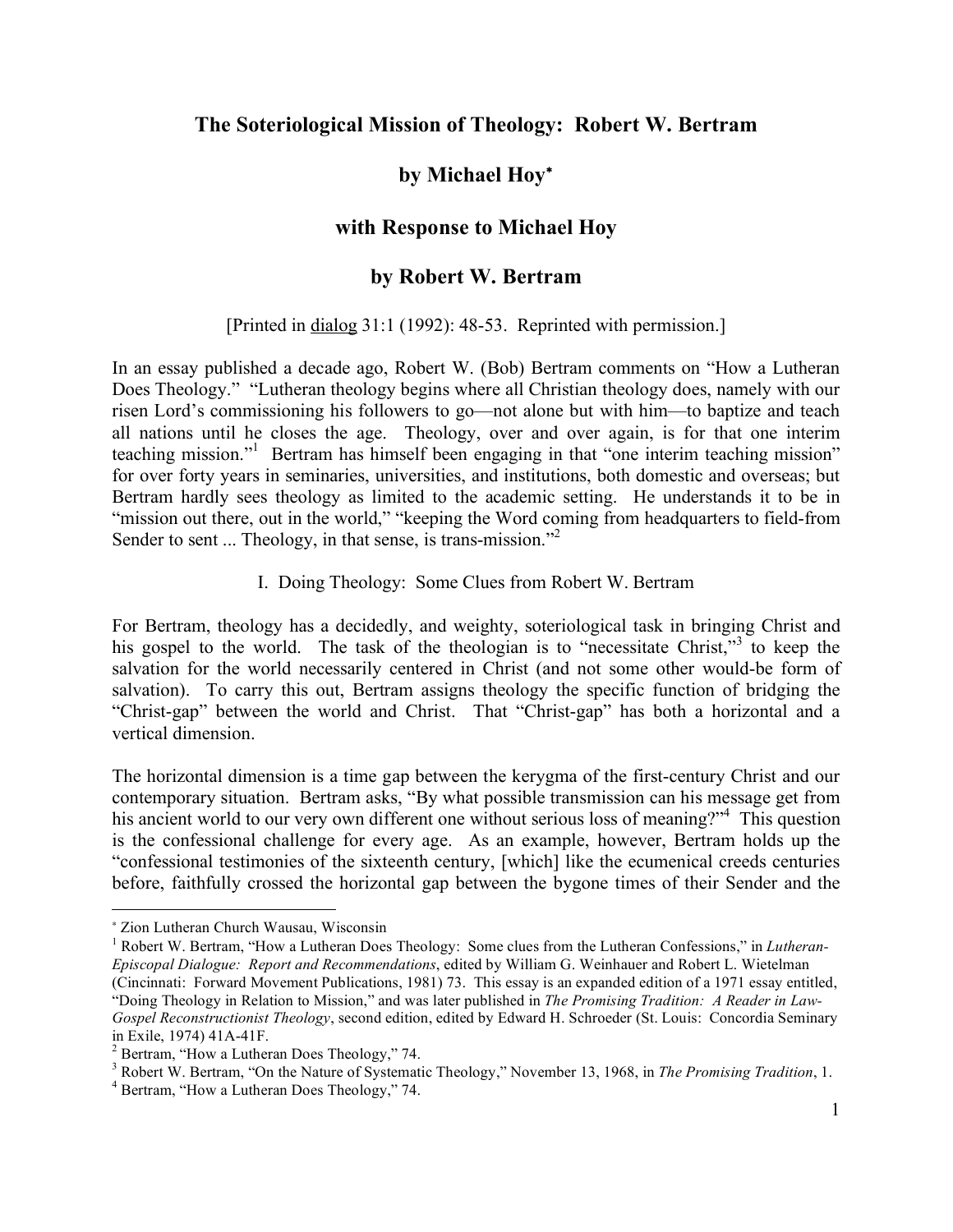# The Soteriological Mission of Theology: Robert W. Bertram

## by Michael Hoy*

## with Response to Michael Hoy

## by Robert W. Bertram

[Printed in dialog 31:1 (1992): 48-53. Reprinted with permission.]

In an essay published a decade ago, Robert W. (Bob) Bertram comments on "How a Lutheran Does Theology." "Lutheran theology begins where all Christian theology does, namely with our risen Lord's commissioning his followers to go—not alone but with him—to baptize and teach all nations until he closes the age. Theology, over and over again, is for that one interim teaching mission."[1] Bertram has himself been engaging in that "one interim teaching mission" for over forty years in seminaries, universities, and institutions, both domestic and overseas; but Bertram hardly sees theology as limited to the academic setting. He understands it to be in "mission out there, out in the world," "keeping the Word coming from headquarters to field-from Sender to sent ... Theology, in that sense, is trans-mission."[2]

### I. Doing Theology: Some Clues from Robert W. Bertram

For Bertram, theology has a decidedly, and weighty, soteriological task in bringing Christ and his gospel to the world. The task of the theologian is to "necessitate Christ,"[3] to keep the salvation for the world necessarily centered in Christ (and not some other would-be form of salvation). To carry this out, Bertram assigns theology the specific function of bridging the "Christ-gap" between the world and Christ. That "Christ-gap" has both a horizontal and a vertical dimension.

The horizontal dimension is a time gap between the kerygma of the first-century Christ and our contemporary situation. Bertram asks, "By what possible transmission can his message get from his ancient world to our very own different one without serious loss of meaning?"[4] This question is the confessional challenge for every age. As an example, however, Bertram holds up the "confessional testimonies of the sixteenth century, [which] like the ecumenical creeds centuries before, faithfully crossed the horizontal gap between the bygone times of their Sender and the

---

* Zion Lutheran Church Wausau, Wisconsin

[1] Robert W. Bertram, "How a Lutheran Does Theology: Some clues from the Lutheran Confessions," in *Lutheran-Episcopal Dialogue: Report and Recommendations*, edited by William G. Weinhauer and Robert L. Wietelman (Cincinnati: Forward Movement Publications, 1981) 73. This essay is an expanded edition of a 1971 essay entitled, "Doing Theology in Relation to Mission," and was later published in *The Promising Tradition: A Reader in Law-Gospel Reconstructionist Theology*, second edition, edited by Edward H. Schroeder (St. Louis: Concordia Seminary in Exile, 1974) 41A-41F.

[2] Bertram, "How a Lutheran Does Theology," 74.

[3] Robert W. Bertram, "On the Nature of Systematic Theology," November 13, 1968, in *The Promising Tradition*, 1.

[4] Bertram, "How a Lutheran Does Theology," 74.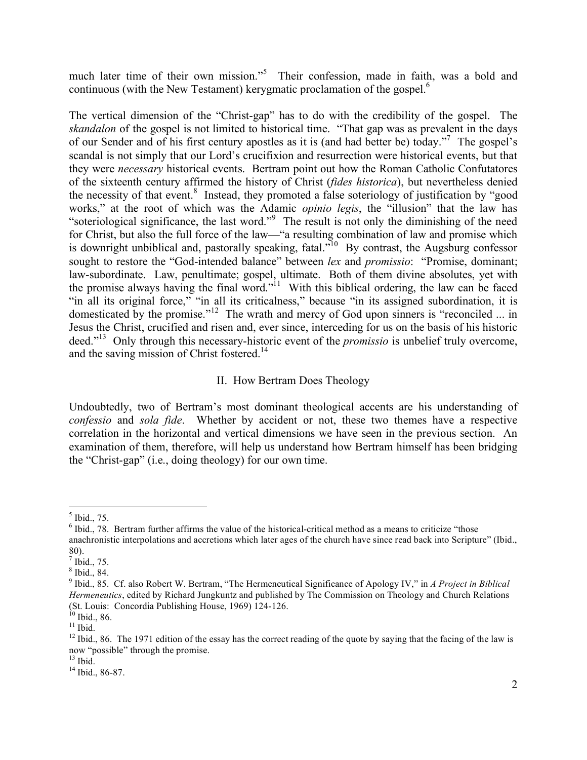much later time of their own mission."[5] Their confession, made in faith, was a bold and continuous (with the New Testament) kerygmatic proclamation of the gospel.[6]

The vertical dimension of the "Christ-gap" has to do with the credibility of the gospel. The *skandalon* of the gospel is not limited to historical time. "That gap was as prevalent in the days of our Sender and of his first century apostles as it is (and had better be) today."[7] The gospel's scandal is not simply that our Lord's crucifixion and resurrection were historical events, but that they were *necessary* historical events. Bertram point out how the Roman Catholic Confutatores of the sixteenth century affirmed the history of Christ (*fides historica*), but nevertheless denied the necessity of that event.[8] Instead, they promoted a false soteriology of justification by "good works," at the root of which was the Adamic *opinio legis*, the "illusion" that the law has "soteriological significance, the last word."[9] The result is not only the diminishing of the need for Christ, but also the full force of the law—"a resulting combination of law and promise which is downright unbiblical and, pastorally speaking, fatal."[10] By contrast, the Augsburg confessor sought to restore the "God-intended balance" between *lex* and *promissio*: "Promise, dominant; law-subordinate. Law, penultimate; gospel, ultimate. Both of them divine absolutes, yet with the promise always having the final word."[11] With this biblical ordering, the law can be faced "in all its original force," "in all its criticalness," because "in its assigned subordination, it is domesticated by the promise."[12] The wrath and mercy of God upon sinners is "reconciled ... in Jesus the Christ, crucified and risen and, ever since, interceding for us on the basis of his historic deed."[13] Only through this necessary-historic event of the *promissio* is unbelief truly overcome, and the saving mission of Christ fostered.[14]

## II. How Bertram Does Theology

Undoubtedly, two of Bertram's most dominant theological accents are his understanding of *confessio* and *sola fide*. Whether by accident or not, these two themes have a respective correlation in the horizontal and vertical dimensions we have seen in the previous section. An examination of them, therefore, will help us understand how Bertram himself has been bridging the "Christ-gap" (i.e., doing theology) for our own time.

---

[5] Ibid., 75.

[6] Ibid., 78. Bertram further affirms the value of the historical-critical method as a means to criticize "those anachronistic interpolations and accretions which later ages of the church have since read back into Scripture" (Ibid., 80).

[7] Ibid., 75.

[8] Ibid., 84.

[9] Ibid., 85. Cf. also Robert W. Bertram, "The Hermeneutical Significance of Apology IV," in *A Project in Biblical Hermeneutics*, edited by Richard Jungkuntz and published by The Commission on Theology and Church Relations (St. Louis: Concordia Publishing House, 1969) 124-126.

[10] Ibid., 86.

[11] Ibid.

[12] Ibid., 86. The 1971 edition of the essay has the correct reading of the quote by saying that the facing of the law is now "possible" through the promise.

[13] Ibid.

[14] Ibid., 86-87.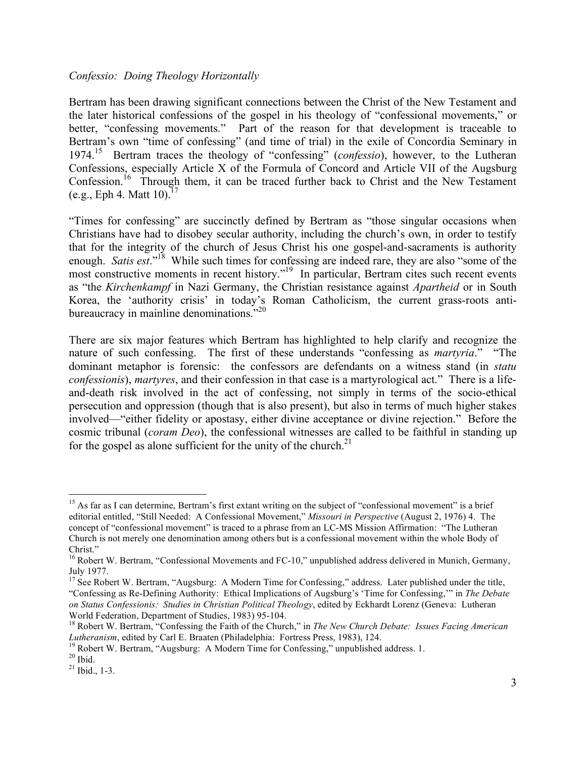*Confessio: Doing Theology Horizontally*

Bertram has been drawing significant connections between the Christ of the New Testament and the later historical confessions of the gospel in his theology of "confessional movements," or better, "confessing movements." Part of the reason for that development is traceable to Bertram's own "time of confessing" (and time of trial) in the exile of Concordia Seminary in 1974.[15] Bertram traces the theology of "confessing" (*confessio*), however, to the Lutheran Confessions, especially Article X of the Formula of Concord and Article VII of the Augsburg Confession.[16] Through them, it can be traced further back to Christ and the New Testament (e.g., Eph 4. Matt 10).[17]

"Times for confessing" are succinctly defined by Bertram as "those singular occasions when Christians have had to disobey secular authority, including the church's own, in order to testify that for the integrity of the church of Jesus Christ his one gospel-and-sacraments is authority enough. *Satis est*."[18] While such times for confessing are indeed rare, they are also "some of the most constructive moments in recent history."[19] In particular, Bertram cites such recent events as "the *Kirchenkampf* in Nazi Germany, the Christian resistance against *Apartheid* or in South Korea, the 'authority crisis' in today's Roman Catholicism, the current grass-roots anti-bureaucracy in mainline denominations."[20]

There are six major features which Bertram has highlighted to help clarify and recognize the nature of such confessing. The first of these understands "confessing as *martyria*." "The dominant metaphor is forensic: the confessors are defendants on a witness stand (in *statu confessionis*), *martyres*, and their confession in that case is a martyrological act." There is a life-and-death risk involved in the act of confessing, not simply in terms of the socio-ethical persecution and oppression (though that is also present), but also in terms of much higher stakes involved—"either fidelity or apostasy, either divine acceptance or divine rejection." Before the cosmic tribunal (*coram Deo*), the confessional witnesses are called to be faithful in standing up for the gospel as alone sufficient for the unity of the church.[21]

---

[15] As far as I can determine, Bertram's first extant writing on the subject of "confessional movement" is a brief editorial entitled, "Still Needed: A Confessional Movement," *Missouri in Perspective* (August 2, 1976) 4. The concept of "confessional movement" is traced to a phrase from an LC-MS Mission Affirmation: "The Lutheran Church is not merely one denomination among others but is a confessional movement within the whole Body of Christ."

[16] Robert W. Bertram, "Confessional Movements and FC-10," unpublished address delivered in Munich, Germany, July 1977.

[17] See Robert W. Bertram, "Augsburg: A Modern Time for Confessing," address. Later published under the title, "Confessing as Re-Defining Authority: Ethical Implications of Augsburg's 'Time for Confessing,'" in *The Debate on Status Confessionis: Studies in Christian Political Theology*, edited by Eckhardt Lorenz (Geneva: Lutheran World Federation, Department of Studies, 1983) 95-104.

[18] Robert W. Bertram, "Confessing the Faith of the Church," in *The New Church Debate: Issues Facing American Lutheranism*, edited by Carl E. Braaten (Philadelphia: Fortress Press, 1983), 124.

[19] Robert W. Bertram, "Augsburg: A Modern Time for Confessing," unpublished address. 1.

[20] Ibid.

[21] Ibid., 1-3.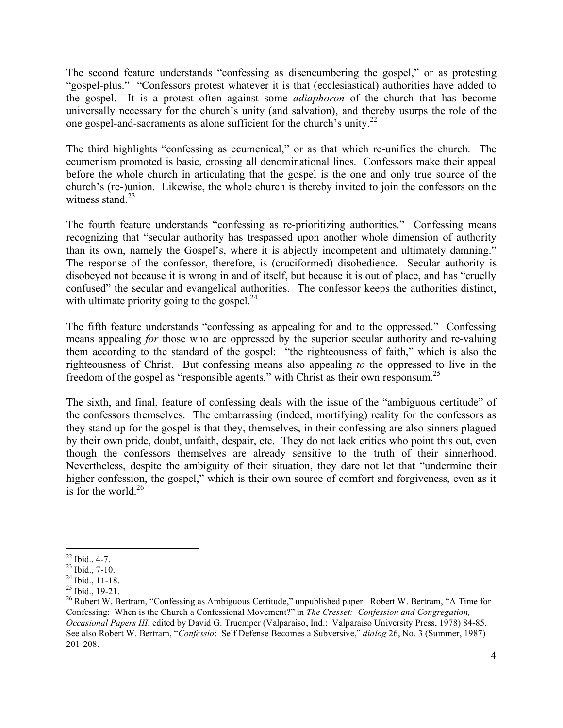The second feature understands "confessing as disencumbering the gospel," or as protesting "gospel-plus." "Confessors protest whatever it is that (ecclesiastical) authorities have added to the gospel. It is a protest often against some *adiaphoron* of the church that has become universally necessary for the church's unity (and salvation), and thereby usurps the role of the one gospel-and-sacraments as alone sufficient for the church's unity.[22]

The third highlights "confessing as ecumenical," or as that which re-unifies the church. The ecumenism promoted is basic, crossing all denominational lines. Confessors make their appeal before the whole church in articulating that the gospel is the one and only true source of the church's (re-)union. Likewise, the whole church is thereby invited to join the confessors on the witness stand.[23]

The fourth feature understands "confessing as re-prioritizing authorities." Confessing means recognizing that "secular authority has trespassed upon another whole dimension of authority than its own, namely the Gospel's, where it is abjectly incompetent and ultimately damning." The response of the confessor, therefore, is (cruciformed) disobedience. Secular authority is disobeyed not because it is wrong in and of itself, but because it is out of place, and has "cruelly confused" the secular and evangelical authorities. The confessor keeps the authorities distinct, with ultimate priority going to the gospel.[24]

The fifth feature understands "confessing as appealing for and to the oppressed." Confessing means appealing *for* those who are oppressed by the superior secular authority and re-valuing them according to the standard of the gospel: "the righteousness of faith," which is also the righteousness of Christ. But confessing means also appealing *to* the oppressed to live in the freedom of the gospel as "responsible agents," with Christ as their own responsum.[25]

The sixth, and final, feature of confessing deals with the issue of the "ambiguous certitude" of the confessors themselves. The embarrassing (indeed, mortifying) reality for the confessors as they stand up for the gospel is that they, themselves, in their confessing are also sinners plagued by their own pride, doubt, unfaith, despair, etc. They do not lack critics who point this out, even though the confessors themselves are already sensitive to the truth of their sinnerhood. Nevertheless, despite the ambiguity of their situation, they dare not let that "undermine their higher confession, the gospel," which is their own source of comfort and forgiveness, even as it is for the world.[26]

---

[22] Ibid., 4-7.

[23] Ibid., 7-10.

[24] Ibid., 11-18.

[25] Ibid., 19-21.

[26] Robert W. Bertram, "Confessing as Ambiguous Certitude," unpublished paper: Robert W. Bertram, "A Time for Confessing: When is the Church a Confessional Movement?" in *The Cresset: Confession and Congregation, Occasional Papers III*, edited by David G. Truemper (Valparaiso, Ind.: Valparaiso University Press, 1978) 84-85. See also Robert W. Bertram, "*Confessio*: Self Defense Becomes a Subversive," *dialog* 26, No. 3 (Summer, 1987) 201-208.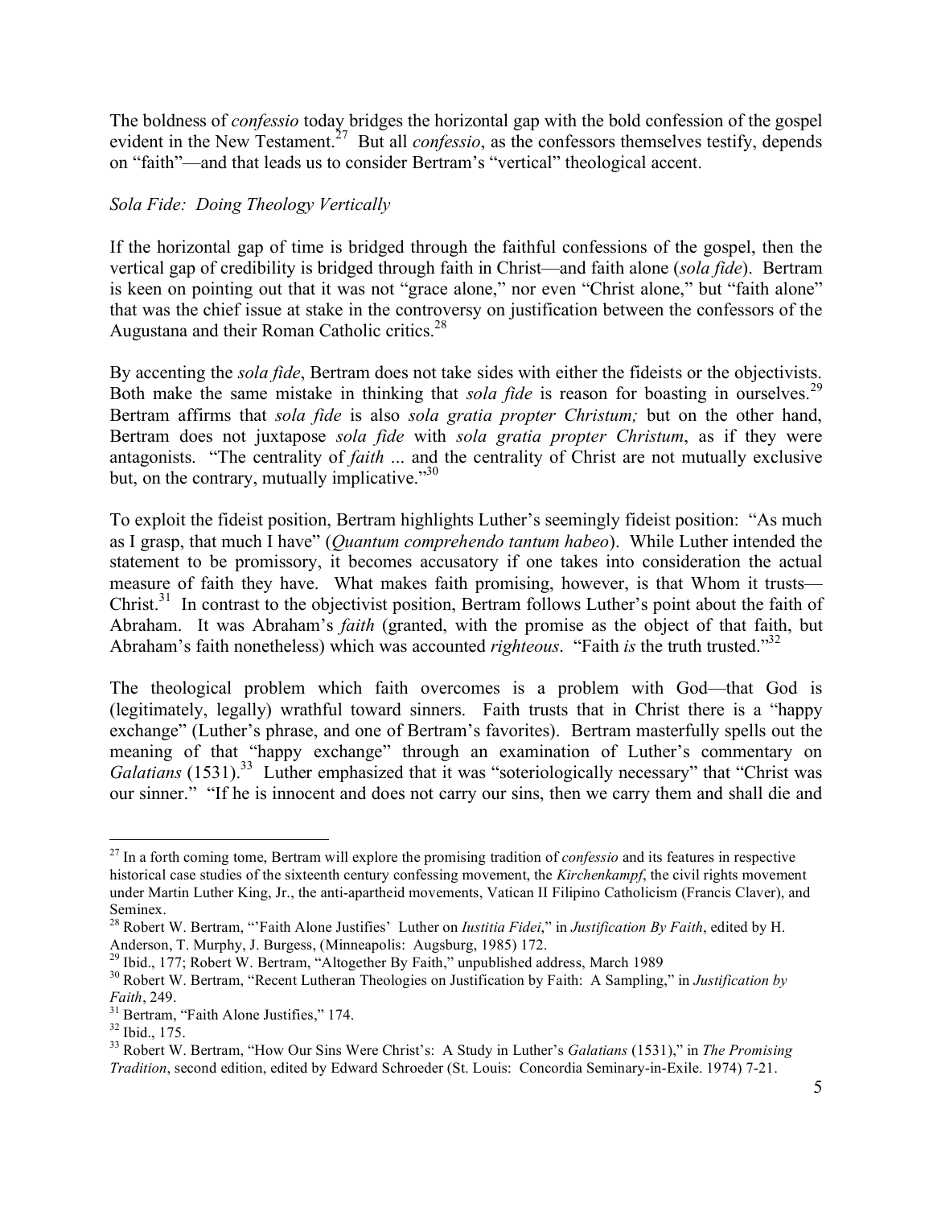The boldness of *confessio* today bridges the horizontal gap with the bold confession of the gospel evident in the New Testament.[27] But all *confessio*, as the confessors themselves testify, depends on "faith"—and that leads us to consider Bertram's "vertical" theological accent.

*Sola Fide: Doing Theology Vertically*

If the horizontal gap of time is bridged through the faithful confessions of the gospel, then the vertical gap of credibility is bridged through faith in Christ—and faith alone (*sola fide*). Bertram is keen on pointing out that it was not "grace alone," nor even "Christ alone," but "faith alone" that was the chief issue at stake in the controversy on justification between the confessors of the Augustana and their Roman Catholic critics.[28]

By accenting the *sola fide*, Bertram does not take sides with either the fideists or the objectivists. Both make the same mistake in thinking that *sola fide* is reason for boasting in ourselves.[29] Bertram affirms that *sola fide* is also *sola gratia propter Christum;* but on the other hand, Bertram does not juxtapose *sola fide* with *sola gratia propter Christum*, as if they were antagonists. "The centrality of *faith* ... and the centrality of Christ are not mutually exclusive but, on the contrary, mutually implicative."[30]

To exploit the fideist position, Bertram highlights Luther's seemingly fideist position: "As much as I grasp, that much I have" (*Quantum comprehendo tantum habeo*). While Luther intended the statement to be promissory, it becomes accusatory if one takes into consideration the actual measure of faith they have. What makes faith promising, however, is that Whom it trusts—Christ.[31] In contrast to the objectivist position, Bertram follows Luther's point about the faith of Abraham. It was Abraham's *faith* (granted, with the promise as the object of that faith, but Abraham's faith nonetheless) which was accounted *righteous*. "Faith *is* the truth trusted."[32]

The theological problem which faith overcomes is a problem with God—that God is (legitimately, legally) wrathful toward sinners. Faith trusts that in Christ there is a "happy exchange" (Luther's phrase, and one of Bertram's favorites). Bertram masterfully spells out the meaning of that "happy exchange" through an examination of Luther's commentary on *Galatians* (1531).[33] Luther emphasized that it was "soteriologically necessary" that "Christ was our sinner." "If he is innocent and does not carry our sins, then we carry them and shall die and

---

[27] In a forth coming tome, Bertram will explore the promising tradition of *confessio* and its features in respective historical case studies of the sixteenth century confessing movement, the *Kirchenkampf*, the civil rights movement under Martin Luther King, Jr., the anti-apartheid movements, Vatican II Filipino Catholicism (Francis Claver), and Seminex.

[28] Robert W. Bertram, "'Faith Alone Justifies' Luther on *Iustitia Fidei*," in *Justification By Faith*, edited by H. Anderson, T. Murphy, J. Burgess, (Minneapolis: Augsburg, 1985) 172.

[29] Ibid., 177; Robert W. Bertram, "Altogether By Faith," unpublished address, March 1989

[30] Robert W. Bertram, "Recent Lutheran Theologies on Justification by Faith: A Sampling," in *Justification by Faith*, 249.

[31] Bertram, "Faith Alone Justifies," 174.

[32] Ibid., 175.

[33] Robert W. Bertram, "How Our Sins Were Christ's: A Study in Luther's *Galatians* (1531)," in *The Promising Tradition*, second edition, edited by Edward Schroeder (St. Louis: Concordia Seminary-in-Exile. 1974) 7-21.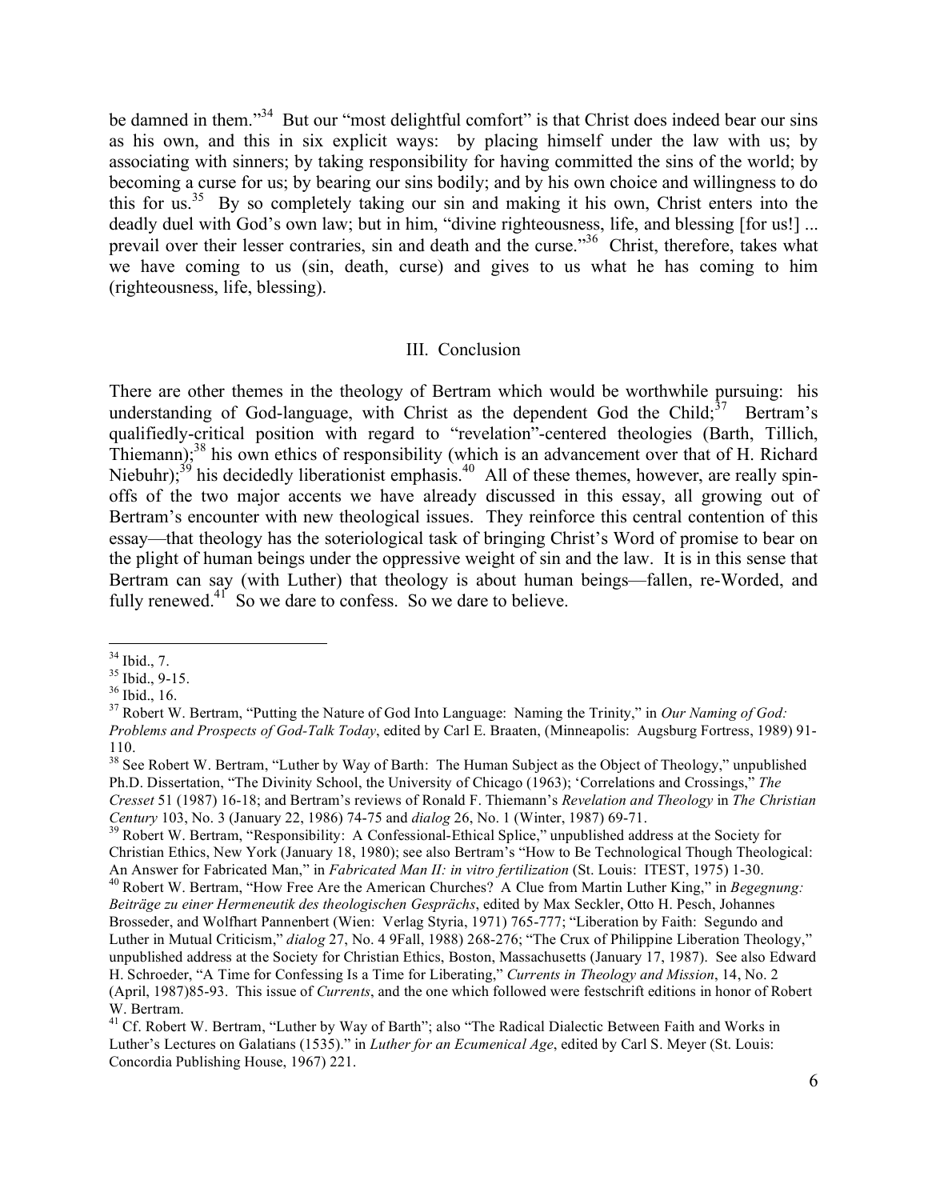be damned in them."[34] But our "most delightful comfort" is that Christ does indeed bear our sins as his own, and this in six explicit ways: by placing himself under the law with us; by associating with sinners; by taking responsibility for having committed the sins of the world; by becoming a curse for us; by bearing our sins bodily; and by his own choice and willingness to do this for us.[35] By so completely taking our sin and making it his own, Christ enters into the deadly duel with God's own law; but in him, "divine righteousness, life, and blessing [for us!] ... prevail over their lesser contraries, sin and death and the curse."[36] Christ, therefore, takes what we have coming to us (sin, death, curse) and gives to us what he has coming to him (righteousness, life, blessing).

## III. Conclusion

There are other themes in the theology of Bertram which would be worthwhile pursuing: his understanding of God-language, with Christ as the dependent God the Child;[37] Bertram's qualifiedly-critical position with regard to "revelation"-centered theologies (Barth, Tillich, Thiemann);[38] his own ethics of responsibility (which is an advancement over that of H. Richard Niebuhr);[39] his decidedly liberationist emphasis.[40] All of these themes, however, are really spin-offs of the two major accents we have already discussed in this essay, all growing out of Bertram's encounter with new theological issues. They reinforce this central contention of this essay—that theology has the soteriological task of bringing Christ's Word of promise to bear on the plight of human beings under the oppressive weight of sin and the law. It is in this sense that Bertram can say (with Luther) that theology is about human beings—fallen, re-Worded, and fully renewed.[41] So we dare to confess. So we dare to believe.

---

[34] Ibid., 7.

[35] Ibid., 9-15.

[36] Ibid., 16.

[37] Robert W. Bertram, "Putting the Nature of God Into Language: Naming the Trinity," in *Our Naming of God: Problems and Prospects of God-Talk Today*, edited by Carl E. Braaten, (Minneapolis: Augsburg Fortress, 1989) 91-110.

[38] See Robert W. Bertram, "Luther by Way of Barth: The Human Subject as the Object of Theology," unpublished Ph.D. Dissertation, "The Divinity School, the University of Chicago (1963); 'Correlations and Crossings," *The Cresset* 51 (1987) 16-18; and Bertram's reviews of Ronald F. Thiemann's *Revelation and Theology* in *The Christian Century* 103, No. 3 (January 22, 1986) 74-75 and *dialog* 26, No. 1 (Winter, 1987) 69-71.

[39] Robert W. Bertram, "Responsibility: A Confessional-Ethical Splice," unpublished address at the Society for Christian Ethics, New York (January 18, 1980); see also Bertram's "How to Be Technological Though Theological: An Answer for Fabricated Man," in *Fabricated Man II: in vitro fertilization* (St. Louis: ITEST, 1975) 1-30.

[40] Robert W. Bertram, "How Free Are the American Churches? A Clue from Martin Luther King," in *Begegnung: Beiträge zu einer Hermeneutik des theologischen Gesprächs*, edited by Max Seckler, Otto H. Pesch, Johannes Brosseder, and Wolfhart Pannenbert (Wien: Verlag Styria, 1971) 765-777; "Liberation by Faith: Segundo and Luther in Mutual Criticism," *dialog* 27, No. 4 9Fall, 1988) 268-276; "The Crux of Philippine Liberation Theology," unpublished address at the Society for Christian Ethics, Boston, Massachusetts (January 17, 1987). See also Edward H. Schroeder, "A Time for Confessing Is a Time for Liberating," *Currents in Theology and Mission*, 14, No. 2 (April, 1987)85-93. This issue of *Currents*, and the one which followed were festschrift editions in honor of Robert W. Bertram.

[41] Cf. Robert W. Bertram, "Luther by Way of Barth"; also "The Radical Dialectic Between Faith and Works in Luther's Lectures on Galatians (1535)." in *Luther for an Ecumenical Age*, edited by Carl S. Meyer (St. Louis: Concordia Publishing House, 1967) 221.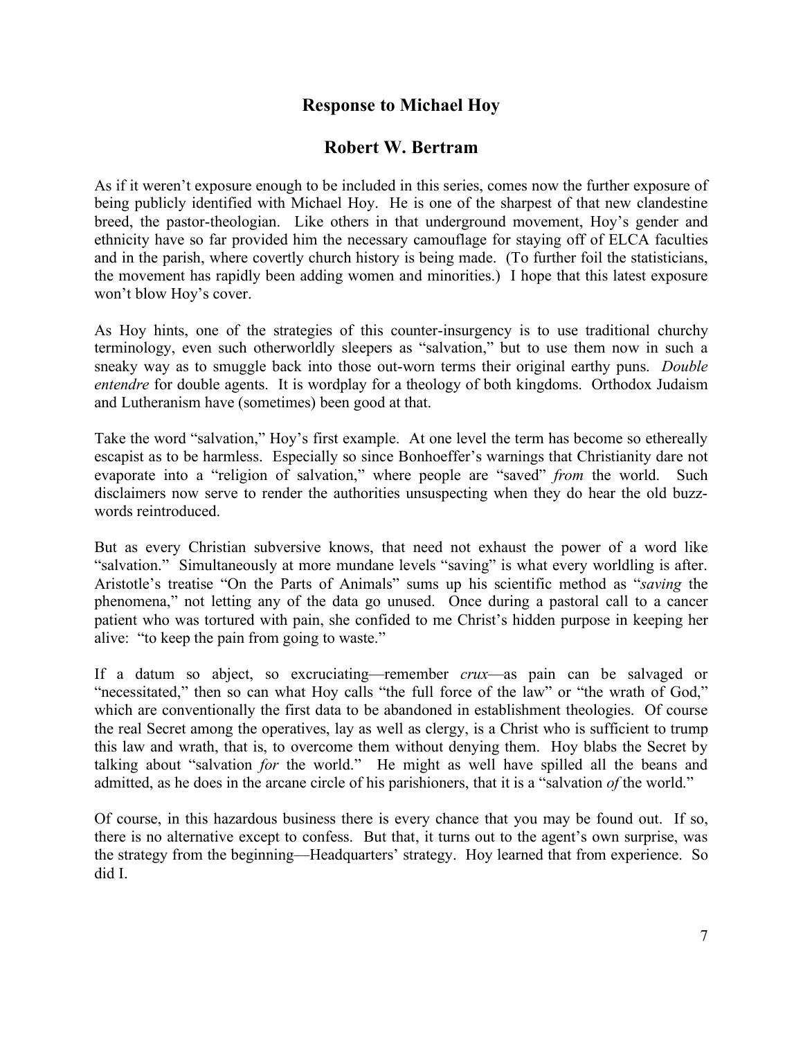# Response to Michael Hoy

## Robert W. Bertram

As if it weren't exposure enough to be included in this series, comes now the further exposure of being publicly identified with Michael Hoy. He is one of the sharpest of that new clandestine breed, the pastor-theologian. Like others in that underground movement, Hoy's gender and ethnicity have so far provided him the necessary camouflage for staying off of ELCA faculties and in the parish, where covertly church history is being made. (To further foil the statisticians, the movement has rapidly been adding women and minorities.) I hope that this latest exposure won't blow Hoy's cover.

As Hoy hints, one of the strategies of this counter-insurgency is to use traditional churchy terminology, even such otherworldly sleepers as "salvation," but to use them now in such a sneaky way as to smuggle back into those out-worn terms their original earthy puns. *Double entendre* for double agents. It is wordplay for a theology of both kingdoms. Orthodox Judaism and Lutheranism have (sometimes) been good at that.

Take the word "salvation," Hoy's first example. At one level the term has become so ethereally escapist as to be harmless. Especially so since Bonhoeffer's warnings that Christianity dare not evaporate into a "religion of salvation," where people are "saved" *from* the world. Such disclaimers now serve to render the authorities unsuspecting when they do hear the old buzz-words reintroduced.

But as every Christian subversive knows, that need not exhaust the power of a word like "salvation." Simultaneously at more mundane levels "saving" is what every worldling is after. Aristotle's treatise "On the Parts of Animals" sums up his scientific method as "*saving* the phenomena," not letting any of the data go unused. Once during a pastoral call to a cancer patient who was tortured with pain, she confided to me Christ's hidden purpose in keeping her alive: "to keep the pain from going to waste."

If a datum so abject, so excruciating—remember *crux*—as pain can be salvaged or "necessitated," then so can what Hoy calls "the full force of the law" or "the wrath of God," which are conventionally the first data to be abandoned in establishment theologies. Of course the real Secret among the operatives, lay as well as clergy, is a Christ who is sufficient to trump this law and wrath, that is, to overcome them without denying them. Hoy blabs the Secret by talking about "salvation *for* the world." He might as well have spilled all the beans and admitted, as he does in the arcane circle of his parishioners, that it is a "salvation *of* the world."

Of course, in this hazardous business there is every chance that you may be found out. If so, there is no alternative except to confess. But that, it turns out to the agent's own surprise, was the strategy from the beginning—Headquarters' strategy. Hoy learned that from experience. So did I.